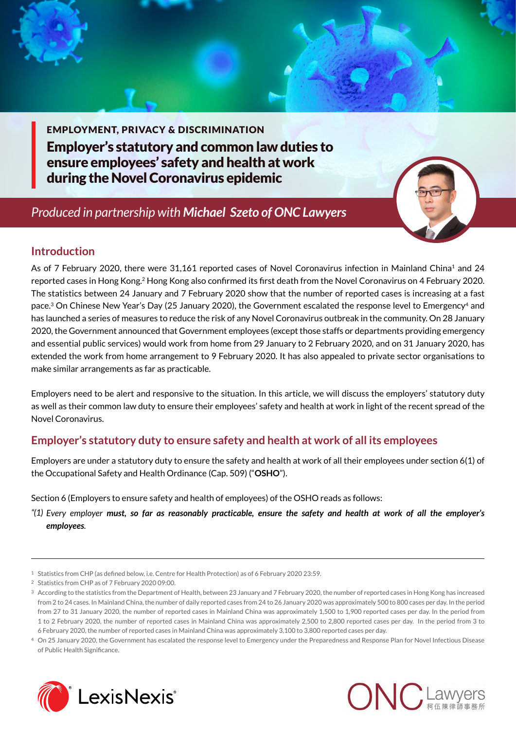EMPLOYMENT, PRIVACY & DISCRIMINATION

# Employer's statutory and common law duties to ensure employees' safety and health at work during the Novel Coronavirus epidemic

*Produced in partnership with **Michael Szeto of ONC Lawyers***

## Introduction

As of 7 February 2020, there were 31,161 reported cases of Novel Coronavirus infection in Mainland China[1] and 24 reported cases in Hong Kong.[2] Hong Kong also confirmed its first death from the Novel Coronavirus on 4 February 2020. The statistics between 24 January and 7 February 2020 show that the number of reported cases is increasing at a fast pace.[3] On Chinese New Year's Day (25 January 2020), the Government escalated the response level to Emergency[4] and has launched a series of measures to reduce the risk of any Novel Coronavirus outbreak in the community. On 28 January 2020, the Government announced that Government employees (except those staffs or departments providing emergency and essential public services) would work from home from 29 January to 2 February 2020, and on 31 January 2020, has extended the work from home arrangement to 9 February 2020. It has also appealed to private sector organisations to make similar arrangements as far as practicable.

Employers need to be alert and responsive to the situation. In this article, we will discuss the employers' statutory duty as well as their common law duty to ensure their employees' safety and health at work in light of the recent spread of the Novel Coronavirus.

## Employer's statutory duty to ensure safety and health at work of all its employees

Employers are under a statutory duty to ensure the safety and health at work of all their employees under section 6(1) of the Occupational Safety and Health Ordinance (Cap. 509) ("**OSHO**").

Section 6 (Employers to ensure safety and health of employees) of the OSHO reads as follows:

*"(1) Every employer **must, so far as reasonably practicable, ensure the safety and health at work of all the employer's employees**.*

---

[1] Statistics from CHP (as defined below, i.e. Centre for Health Protection) as of 6 February 2020 23:59.

[2] Statistics from CHP as of 7 February 2020 09:00.

[3] According to the statistics from the Department of Health, between 23 January and 7 February 2020, the number of reported cases in Hong Kong has increased from 2 to 24 cases. In Mainland China, the number of daily reported cases from 24 to 26 January 2020 was approximately 500 to 800 cases per day. In the period from 27 to 31 January 2020, the number of reported cases in Mainland China was approximately 1,500 to 1,900 reported cases per day. In the period from 1 to 2 February 2020, the number of reported cases in Mainland China was approximately 2,500 to 2,800 reported cases per day. In the period from 3 to 6 February 2020, the number of reported cases in Mainland China was approximately 3,100 to 3,800 reported cases per day.

[4] On 25 January 2020, the Government has escalated the response level to Emergency under the Preparedness and Response Plan for Novel Infectious Disease of Public Health Significance.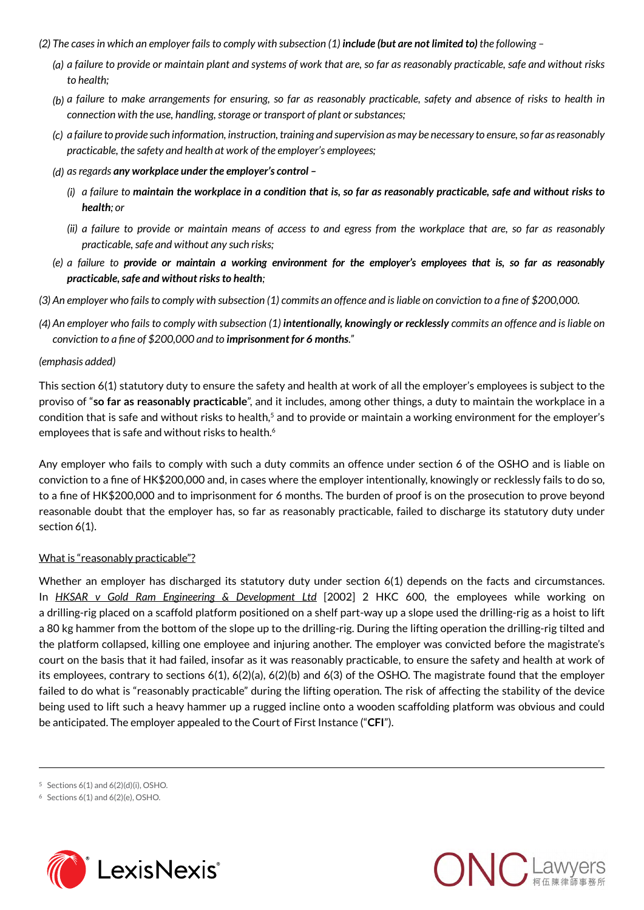*(2) The cases in which an employer fails to comply with subsection (1) **include (but are not limited to)** the following –*

*(a) a failure to provide or maintain plant and systems of work that are, so far as reasonably practicable, safe and without risks to health;*

*(b) a failure to make arrangements for ensuring, so far as reasonably practicable, safety and absence of risks to health in connection with the use, handling, storage or transport of plant or substances;*

*(c) a failure to provide such information, instruction, training and supervision as may be necessary to ensure, so far as reasonably practicable, the safety and health at work of the employer's employees;*

*(d) as regards **any workplace under the employer's control** –*

*(i) a failure to **maintain the workplace in a condition that is, so far as reasonably practicable, safe and without risks to health**; or*

*(ii) a failure to provide or maintain means of access to and egress from the workplace that are, so far as reasonably practicable, safe and without any such risks;*

*(e) a failure to **provide or maintain a working environment for the employer's employees that is, so far as reasonably practicable, safe and without risks to health**;*

*(3) An employer who fails to comply with subsection (1) commits an offence and is liable on conviction to a fine of $200,000.*

*(4) An employer who fails to comply with subsection (1) **intentionally, knowingly or recklessly** commits an offence and is liable on conviction to a fine of $200,000 and to **imprisonment for 6 months**."*

*(emphasis added)*

This section 6(1) statutory duty to ensure the safety and health at work of all the employer's employees is subject to the proviso of "**so far as reasonably practicable**", and it includes, among other things, a duty to maintain the workplace in a condition that is safe and without risks to health,[5] and to provide or maintain a working environment for the employer's employees that is safe and without risks to health.[6]

Any employer who fails to comply with such a duty commits an offence under section 6 of the OSHO and is liable on conviction to a fine of HK$200,000 and, in cases where the employer intentionally, knowingly or recklessly fails to do so, to a fine of HK$200,000 and to imprisonment for 6 months. The burden of proof is on the prosecution to prove beyond reasonable doubt that the employer has, so far as reasonably practicable, failed to discharge its statutory duty under section 6(1).

<u>What is "reasonably practicable"?</u>

Whether an employer has discharged its statutory duty under section 6(1) depends on the facts and circumstances. In *HKSAR v Gold Ram Engineering & Development Ltd* [2002] 2 HKC 600, the employees while working on a drilling-rig placed on a scaffold platform positioned on a shelf part-way up a slope used the drilling-rig as a hoist to lift a 80 kg hammer from the bottom of the slope up to the drilling-rig. During the lifting operation the drilling-rig tilted and the platform collapsed, killing one employee and injuring another. The employer was convicted before the magistrate's court on the basis that it had failed, insofar as it was reasonably practicable, to ensure the safety and health at work of its employees, contrary to sections 6(1), 6(2)(a), 6(2)(b) and 6(3) of the OSHO. The magistrate found that the employer failed to do what is "reasonably practicable" during the lifting operation. The risk of affecting the stability of the device being used to lift such a heavy hammer up a rugged incline onto a wooden scaffolding platform was obvious and could be anticipated. The employer appealed to the Court of First Instance ("**CFI**").

---

[5] Sections 6(1) and 6(2)(d)(i), OSHO.

[6] Sections 6(1) and 6(2)(e), OSHO.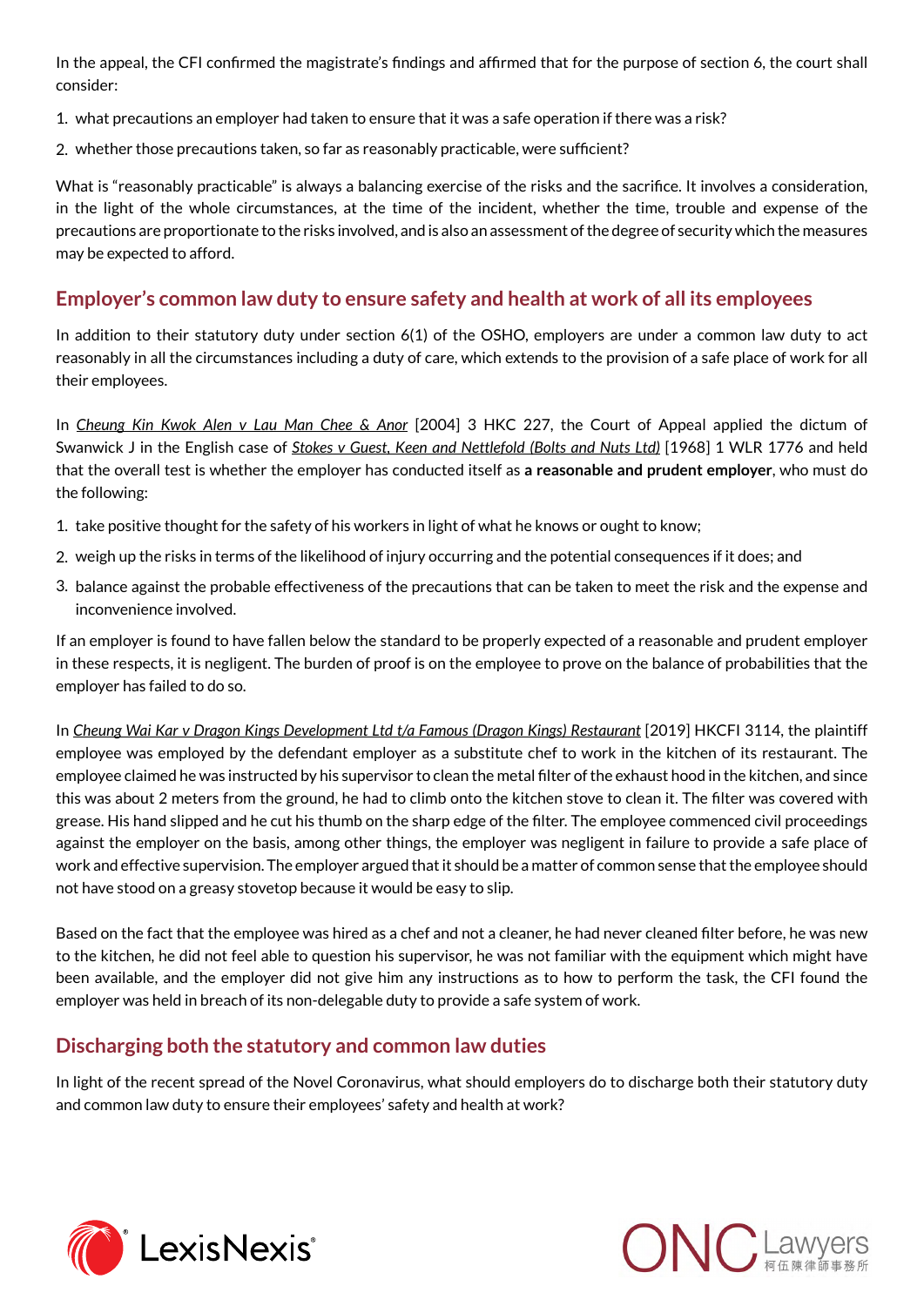In the appeal, the CFI confirmed the magistrate's findings and affirmed that for the purpose of section 6, the court shall consider:

1. what precautions an employer had taken to ensure that it was a safe operation if there was a risk?
2. whether those precautions taken, so far as reasonably practicable, were sufficient?

What is "reasonably practicable" is always a balancing exercise of the risks and the sacrifice. It involves a consideration, in the light of the whole circumstances, at the time of the incident, whether the time, trouble and expense of the precautions are proportionate to the risks involved, and is also an assessment of the degree of security which the measures may be expected to afford.

## Employer's common law duty to ensure safety and health at work of all its employees

In addition to their statutory duty under section 6(1) of the OSHO, employers are under a common law duty to act reasonably in all the circumstances including a duty of care, which extends to the provision of a safe place of work for all their employees.

In *Cheung Kin Kwok Alen v Lau Man Chee & Anor* [2004] 3 HKC 227, the Court of Appeal applied the dictum of Swanwick J in the English case of *Stokes v Guest, Keen and Nettlefold (Bolts and Nuts Ltd)* [1968] 1 WLR 1776 and held that the overall test is whether the employer has conducted itself as **a reasonable and prudent employer**, who must do the following:

1. take positive thought for the safety of his workers in light of what he knows or ought to know;
2. weigh up the risks in terms of the likelihood of injury occurring and the potential consequences if it does; and
3. balance against the probable effectiveness of the precautions that can be taken to meet the risk and the expense and inconvenience involved.

If an employer is found to have fallen below the standard to be properly expected of a reasonable and prudent employer in these respects, it is negligent. The burden of proof is on the employee to prove on the balance of probabilities that the employer has failed to do so.

In *Cheung Wai Kar v Dragon Kings Development Ltd t/a Famous (Dragon Kings) Restaurant* [2019] HKCFI 3114, the plaintiff employee was employed by the defendant employer as a substitute chef to work in the kitchen of its restaurant. The employee claimed he was instructed by his supervisor to clean the metal filter of the exhaust hood in the kitchen, and since this was about 2 meters from the ground, he had to climb onto the kitchen stove to clean it. The filter was covered with grease. His hand slipped and he cut his thumb on the sharp edge of the filter. The employee commenced civil proceedings against the employer on the basis, among other things, the employer was negligent in failure to provide a safe place of work and effective supervision. The employer argued that it should be a matter of common sense that the employee should not have stood on a greasy stovetop because it would be easy to slip.

Based on the fact that the employee was hired as a chef and not a cleaner, he had never cleaned filter before, he was new to the kitchen, he did not feel able to question his supervisor, he was not familiar with the equipment which might have been available, and the employer did not give him any instructions as to how to perform the task, the CFI found the employer was held in breach of its non-delegable duty to provide a safe system of work.

## Discharging both the statutory and common law duties

In light of the recent spread of the Novel Coronavirus, what should employers do to discharge both their statutory duty and common law duty to ensure their employees' safety and health at work?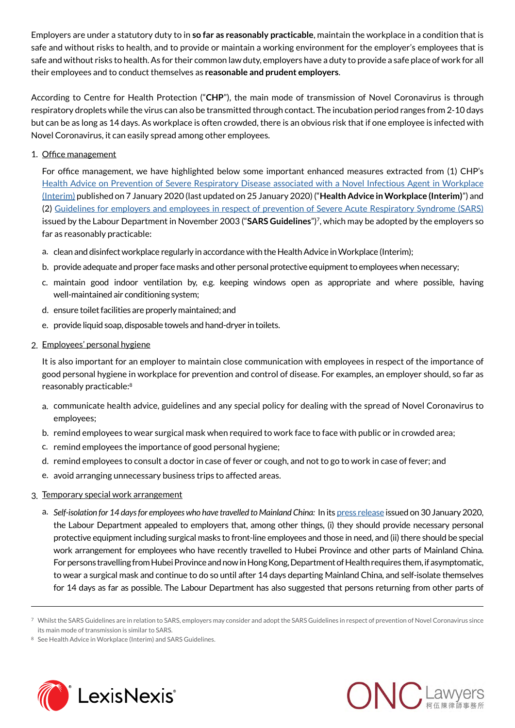Employers are under a statutory duty to in **so far as reasonably practicable**, maintain the workplace in a condition that is safe and without risks to health, and to provide or maintain a working environment for the employer's employees that is safe and without risks to health. As for their common law duty, employers have a duty to provide a safe place of work for all their employees and to conduct themselves as **reasonable and prudent employers**.

According to Centre for Health Protection ("**CHP**"), the main mode of transmission of Novel Coronavirus is through respiratory droplets while the virus can also be transmitted through contact. The incubation period ranges from 2-10 days but can be as long as 14 days. As workplace is often crowded, there is an obvious risk that if one employee is infected with Novel Coronavirus, it can easily spread among other employees.

1. Office management

   For office management, we have highlighted below some important enhanced measures extracted from (1) CHP's Health Advice on Prevention of Severe Respiratory Disease associated with a Novel Infectious Agent in Workplace (Interim) published on 7 January 2020 (last updated on 25 January 2020) ("**Health Advice in Workplace (Interim)**") and (2) Guidelines for employers and employees in respect of prevention of Severe Acute Respiratory Syndrome (SARS) issued by the Labour Department in November 2003 ("**SARS Guidelines**")[7], which may be adopted by the employers so far as reasonably practicable:

   a. clean and disinfect workplace regularly in accordance with the Health Advice in Workplace (Interim);
   b. provide adequate and proper face masks and other personal protective equipment to employees when necessary;
   c. maintain good indoor ventilation by, e.g. keeping windows open as appropriate and where possible, having well-maintained air conditioning system;
   d. ensure toilet facilities are properly maintained; and
   e. provide liquid soap, disposable towels and hand-dryer in toilets.

2. Employees' personal hygiene

   It is also important for an employer to maintain close communication with employees in respect of the importance of good personal hygiene in workplace for prevention and control of disease. For examples, an employer should, so far as reasonably practicable:[8]

   a. communicate health advice, guidelines and any special policy for dealing with the spread of Novel Coronavirus to employees;
   b. remind employees to wear surgical mask when required to work face to face with public or in crowded area;
   c. remind employees the importance of good personal hygiene;
   d. remind employees to consult a doctor in case of fever or cough, and not to go to work in case of fever; and
   e. avoid arranging unnecessary business trips to affected areas.

3. Temporary special work arrangement

   a. *Self-isolation for 14 days for employees who have travelled to Mainland China:* In its press release issued on 30 January 2020, the Labour Department appealed to employers that, among other things, (i) they should provide necessary personal protective equipment including surgical masks to front-line employees and those in need, and (ii) there should be special work arrangement for employees who have recently travelled to Hubei Province and other parts of Mainland China. For persons travelling from Hubei Province and now in Hong Kong, Department of Health requires them, if asymptomatic, to wear a surgical mask and continue to do so until after 14 days departing Mainland China, and self-isolate themselves for 14 days as far as possible. The Labour Department has also suggested that persons returning from other parts of

---

[7] Whilst the SARS Guidelines are in relation to SARS, employers may consider and adopt the SARS Guidelines in respect of prevention of Novel Coronavirus since its main mode of transmission is similar to SARS.

[8] See Health Advice in Workplace (Interim) and SARS Guidelines.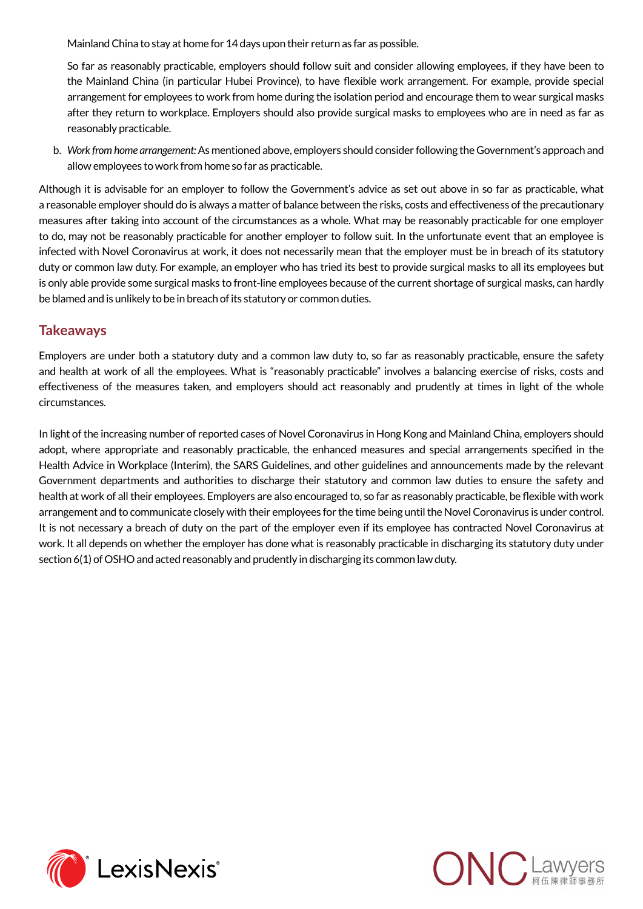Mainland China to stay at home for 14 days upon their return as far as possible.

So far as reasonably practicable, employers should follow suit and consider allowing employees, if they have been to the Mainland China (in particular Hubei Province), to have flexible work arrangement. For example, provide special arrangement for employees to work from home during the isolation period and encourage them to wear surgical masks after they return to workplace. Employers should also provide surgical masks to employees who are in need as far as reasonably practicable.

b. *Work from home arrangement:* As mentioned above, employers should consider following the Government's approach and allow employees to work from home so far as practicable.

Although it is advisable for an employer to follow the Government's advice as set out above in so far as practicable, what a reasonable employer should do is always a matter of balance between the risks, costs and effectiveness of the precautionary measures after taking into account of the circumstances as a whole. What may be reasonably practicable for one employer to do, may not be reasonably practicable for another employer to follow suit. In the unfortunate event that an employee is infected with Novel Coronavirus at work, it does not necessarily mean that the employer must be in breach of its statutory duty or common law duty. For example, an employer who has tried its best to provide surgical masks to all its employees but is only able provide some surgical masks to front-line employees because of the current shortage of surgical masks, can hardly be blamed and is unlikely to be in breach of its statutory or common duties.

## Takeaways

Employers are under both a statutory duty and a common law duty to, so far as reasonably practicable, ensure the safety and health at work of all the employees. What is "reasonably practicable" involves a balancing exercise of risks, costs and effectiveness of the measures taken, and employers should act reasonably and prudently at times in light of the whole circumstances.

In light of the increasing number of reported cases of Novel Coronavirus in Hong Kong and Mainland China, employers should adopt, where appropriate and reasonably practicable, the enhanced measures and special arrangements specified in the Health Advice in Workplace (Interim), the SARS Guidelines, and other guidelines and announcements made by the relevant Government departments and authorities to discharge their statutory and common law duties to ensure the safety and health at work of all their employees. Employers are also encouraged to, so far as reasonably practicable, be flexible with work arrangement and to communicate closely with their employees for the time being until the Novel Coronavirus is under control. It is not necessary a breach of duty on the part of the employer even if its employee has contracted Novel Coronavirus at work. It all depends on whether the employer has done what is reasonably practicable in discharging its statutory duty under section 6(1) of OSHO and acted reasonably and prudently in discharging its common law duty.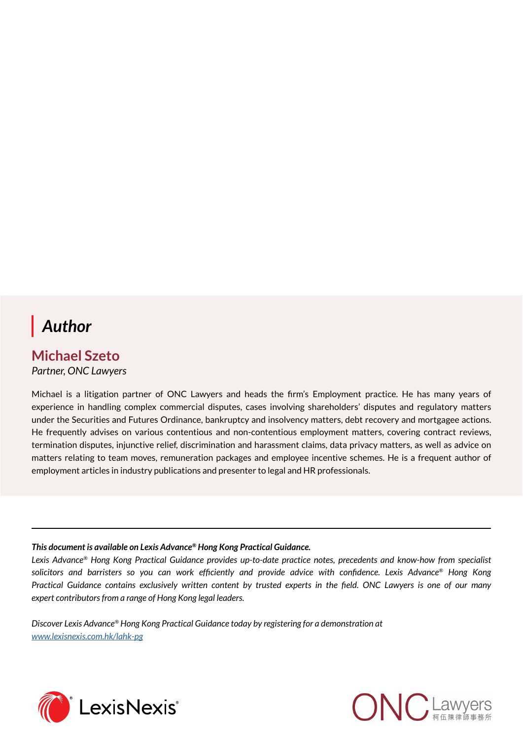## *Author*

### Michael Szeto

*Partner, ONC Lawyers*

Michael is a litigation partner of ONC Lawyers and heads the firm's Employment practice. He has many years of experience in handling complex commercial disputes, cases involving shareholders' disputes and regulatory matters under the Securities and Futures Ordinance, bankruptcy and insolvency matters, debt recovery and mortgagee actions. He frequently advises on various contentious and non-contentious employment matters, covering contract reviews, termination disputes, injunctive relief, discrimination and harassment claims, data privacy matters, as well as advice on matters relating to team moves, remuneration packages and employee incentive schemes. He is a frequent author of employment articles in industry publications and presenter to legal and HR professionals.

---

***This document is available on Lexis Advance® Hong Kong Practical Guidance.***

*Lexis Advance® Hong Kong Practical Guidance provides up-to-date practice notes, precedents and know-how from specialist solicitors and barristers so you can work efficiently and provide advice with confidence. Lexis Advance® Hong Kong Practical Guidance contains exclusively written content by trusted experts in the field. ONC Lawyers is one of our many expert contributors from a range of Hong Kong legal leaders.*

*Discover Lexis Advance® Hong Kong Practical Guidance today by registering for a demonstration at [www.lexisnexis.com.hk/lahk-pg](www.lexisnexis.com.hk/lahk-pg)*

LexisNexis®

ONC Lawyers 柯伍陳律師事務所